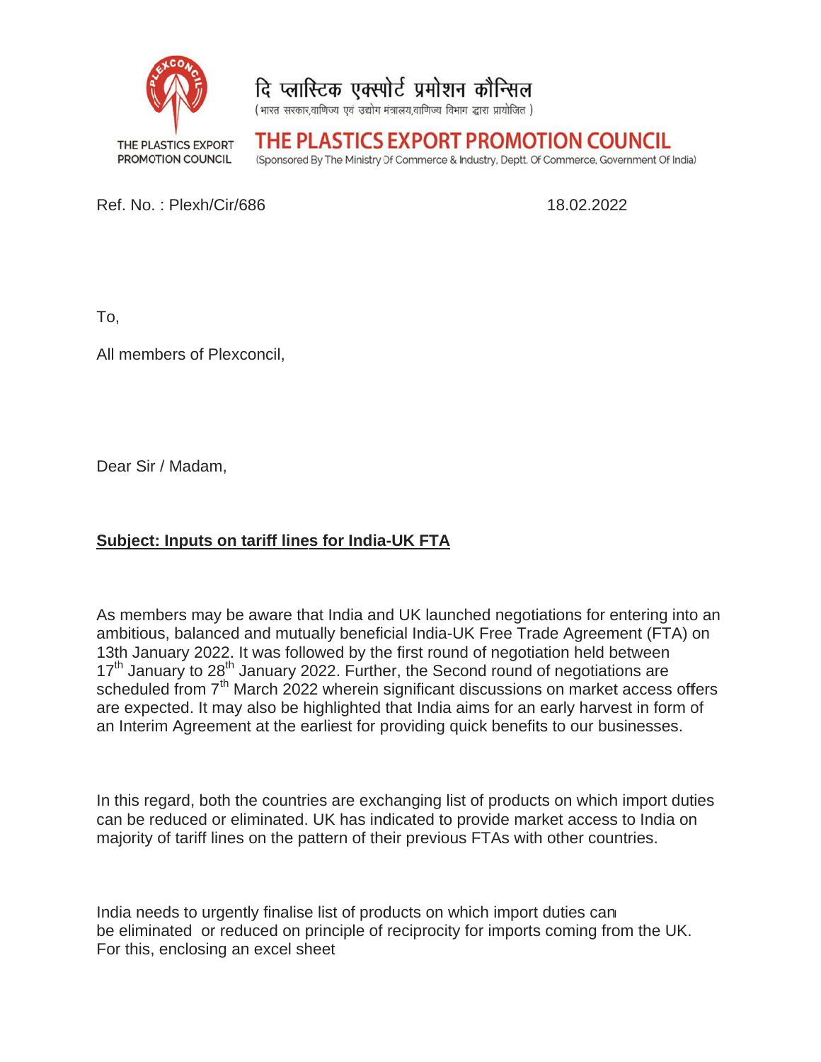दि प्लास्टिक एक्सपोर्ट प्रमोशन कौन्सिल

(भारत सरकार,वाणिज्य एवं उद्योग मंत्रालय,वाणिज्य विभाग द्वारा प्रायोजित)

THE PLASTICS EXPORT PROMOTION COUNCIL

# THE PLASTICS EXPORT PROMOTION COUNCIL

(Sponsored By The Ministry Of Commerce & Industry, Deptt. Of Commerce, Government Of India)

Ref. No. : Plexh/Cir/686 18.02.2022

To,

All members of Plexconcil,

Dear Sir / Madam,

**Subject: Inputs on tariff lines for India-UK FTA**

As members may be aware that India and UK launched negotiations for entering into an ambitious, balanced and mutually beneficial India-UK Free Trade Agreement (FTA) on 13th January 2022. It was followed by the first round of negotiation held between 17th January to 28th January 2022. Further, the Second round of negotiations are scheduled from 7th March 2022 wherein significant discussions on market access offers are expected. It may also be highlighted that India aims for an early harvest in form of an Interim Agreement at the earliest for providing quick benefits to our businesses.

In this regard, both the countries are exchanging list of products on which import duties can be reduced or eliminated. UK has indicated to provide market access to India on majority of tariff lines on the pattern of their previous FTAs with other countries.

India needs to urgently finalise list of products on which import duties can be eliminated or reduced on principle of reciprocity for imports coming from the UK. For this, enclosing an excel sheet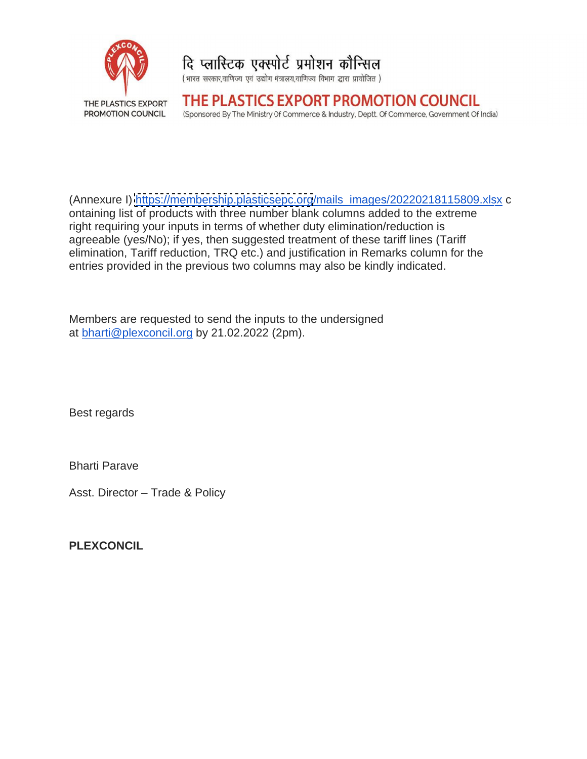(Annexure I) https://membership.plasticsepc.org/mails_images/20220218115809.xlsx containing list of products with three number blank columns added to the extreme right requiring your inputs in terms of whether duty elimination/reduction is agreeable (yes/No); if yes, then suggested treatment of these tariff lines (Tariff elimination, Tariff reduction, TRQ etc.) and justification in Remarks column for the entries provided in the previous two columns may also be kindly indicated.

Members are requested to send the inputs to the undersigned at bharti@plexconcil.org by 21.02.2022 (2pm).

Best regards

Bharti Parave

Asst. Director – Trade & Policy

**PLEXCONCIL**